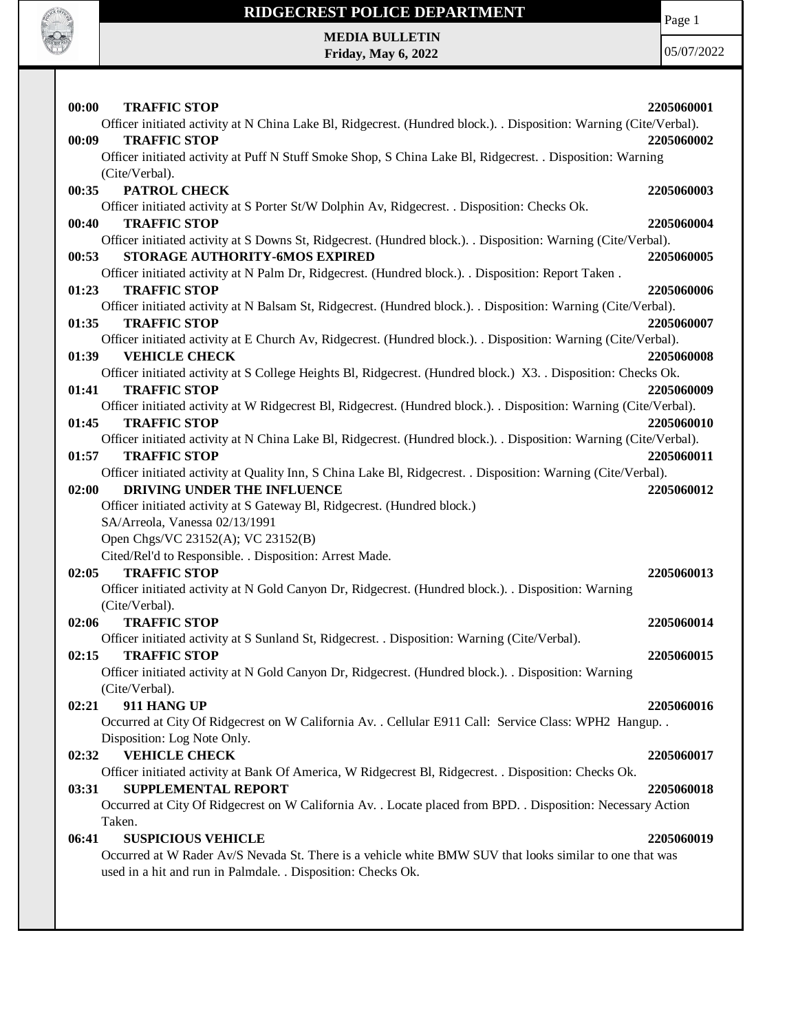# RIDGECREST POLICE DEPARTMENT

**MEDIA BULLETIN**
**Friday, May 6, 2022**

05/07/2022

**00:00 TRAFFIC STOP** **2205060001**
Officer initiated activity at N China Lake Bl, Ridgecrest. (Hundred block.). . Disposition: Warning (Cite/Verbal).

**00:09 TRAFFIC STOP** **2205060002**
Officer initiated activity at Puff N Stuff Smoke Shop, S China Lake Bl, Ridgecrest. . Disposition: Warning (Cite/Verbal).

**00:35 PATROL CHECK** **2205060003**
Officer initiated activity at S Porter St/W Dolphin Av, Ridgecrest. . Disposition: Checks Ok.

**00:40 TRAFFIC STOP** **2205060004**
Officer initiated activity at S Downs St, Ridgecrest. (Hundred block.). . Disposition: Warning (Cite/Verbal).

**00:53 STORAGE AUTHORITY-6MOS EXPIRED** **2205060005**
Officer initiated activity at N Palm Dr, Ridgecrest. (Hundred block.). . Disposition: Report Taken .

**01:23 TRAFFIC STOP** **2205060006**
Officer initiated activity at N Balsam St, Ridgecrest. (Hundred block.). . Disposition: Warning (Cite/Verbal).

**01:35 TRAFFIC STOP** **2205060007**
Officer initiated activity at E Church Av, Ridgecrest. (Hundred block.). . Disposition: Warning (Cite/Verbal).

**01:39 VEHICLE CHECK** **2205060008**
Officer initiated activity at S College Heights Bl, Ridgecrest. (Hundred block.) X3. . Disposition: Checks Ok.

**01:41 TRAFFIC STOP** **2205060009**
Officer initiated activity at W Ridgecrest Bl, Ridgecrest. (Hundred block.). . Disposition: Warning (Cite/Verbal).

**01:45 TRAFFIC STOP** **2205060010**
Officer initiated activity at N China Lake Bl, Ridgecrest. (Hundred block.). . Disposition: Warning (Cite/Verbal).

**01:57 TRAFFIC STOP** **2205060011**
Officer initiated activity at Quality Inn, S China Lake Bl, Ridgecrest. . Disposition: Warning (Cite/Verbal).

**02:00 DRIVING UNDER THE INFLUENCE** **2205060012**
Officer initiated activity at S Gateway Bl, Ridgecrest. (Hundred block.)
SA/Arreola, Vanessa 02/13/1991
Open Chgs/VC 23152(A); VC 23152(B)
Cited/Rel'd to Responsible. . Disposition: Arrest Made.

**02:05 TRAFFIC STOP** **2205060013**
Officer initiated activity at N Gold Canyon Dr, Ridgecrest. (Hundred block.). . Disposition: Warning (Cite/Verbal).

**02:06 TRAFFIC STOP** **2205060014**
Officer initiated activity at S Sunland St, Ridgecrest. . Disposition: Warning (Cite/Verbal).

**02:15 TRAFFIC STOP** **2205060015**
Officer initiated activity at N Gold Canyon Dr, Ridgecrest. (Hundred block.). . Disposition: Warning (Cite/Verbal).

**02:21 911 HANG UP** **2205060016**
Occurred at City Of Ridgecrest on W California Av. . Cellular E911 Call: Service Class: WPH2 Hangup. . Disposition: Log Note Only.

**02:32 VEHICLE CHECK** **2205060017**
Officer initiated activity at Bank Of America, W Ridgecrest Bl, Ridgecrest. . Disposition: Checks Ok.

**03:31 SUPPLEMENTAL REPORT** **2205060018**
Occurred at City Of Ridgecrest on W California Av. . Locate placed from BPD. . Disposition: Necessary Action Taken.

**06:41 SUSPICIOUS VEHICLE** **2205060019**
Occurred at W Rader Av/S Nevada St. There is a vehicle white BMW SUV that looks similar to one that was used in a hit and run in Palmdale. . Disposition: Checks Ok.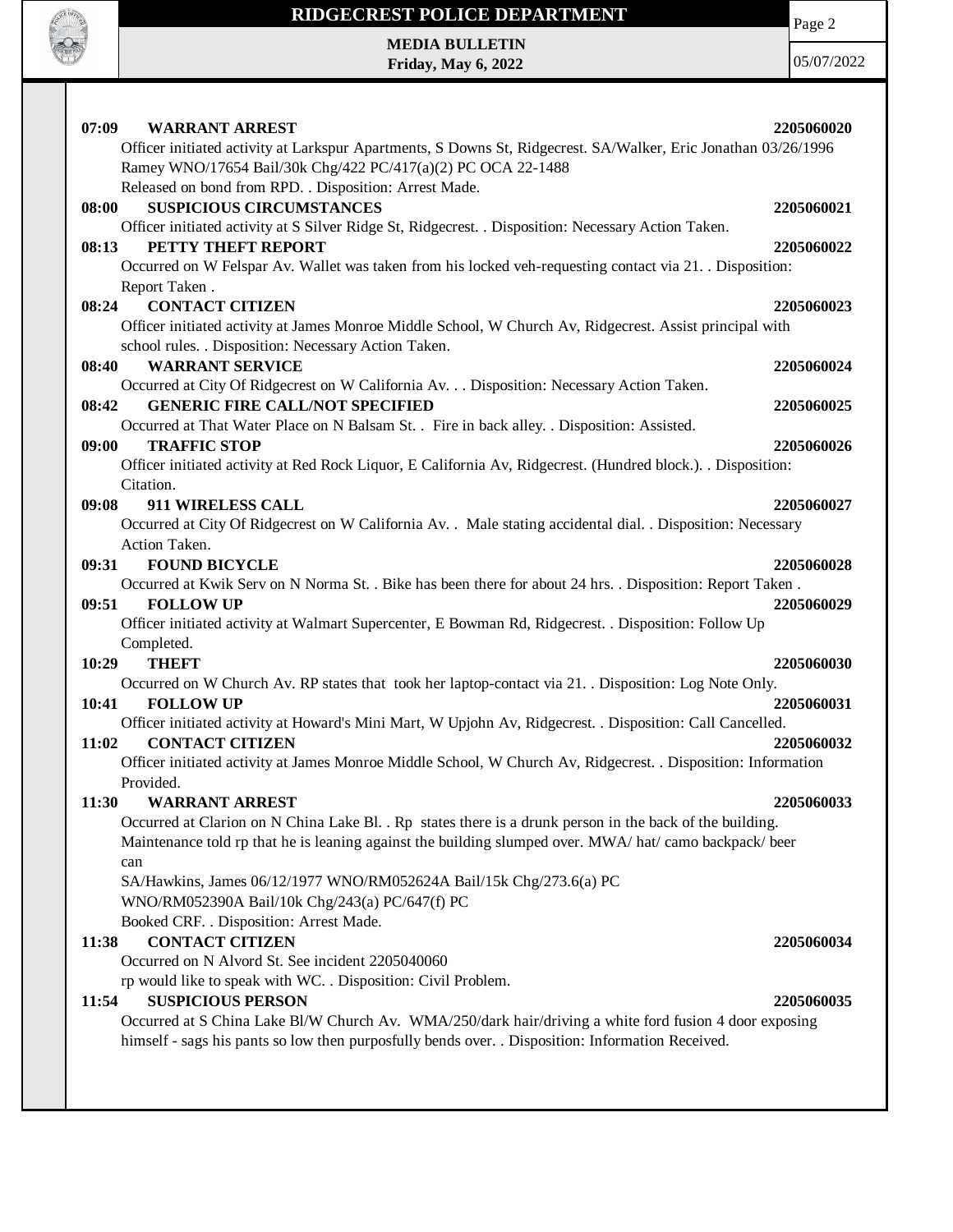**07:09 WARRANT ARREST 2205060020**

Officer initiated activity at Larkspur Apartments, S Downs St, Ridgecrest. SA/Walker, Eric Jonathan 03/26/1996 Ramey WNO/17654 Bail/30k Chg/422 PC/417(a)(2) PC OCA 22-1488

Released on bond from RPD. . Disposition: Arrest Made.

**08:00 SUSPICIOUS CIRCUMSTANCES 2205060021**

Officer initiated activity at S Silver Ridge St, Ridgecrest. . Disposition: Necessary Action Taken.

**08:13 PETTY THEFT REPORT 2205060022**

Occurred on W Felspar Av. Wallet was taken from his locked veh-requesting contact via 21. . Disposition: Report Taken .

**08:24 CONTACT CITIZEN 2205060023**

Officer initiated activity at James Monroe Middle School, W Church Av, Ridgecrest. Assist principal with school rules. . Disposition: Necessary Action Taken.

**08:40 WARRANT SERVICE 2205060024**

Occurred at City Of Ridgecrest on W California Av. . . Disposition: Necessary Action Taken.

**08:42 GENERIC FIRE CALL/NOT SPECIFIED 2205060025**

Occurred at That Water Place on N Balsam St. . Fire in back alley. . Disposition: Assisted.

**09:00 TRAFFIC STOP 2205060026**

Officer initiated activity at Red Rock Liquor, E California Av, Ridgecrest. (Hundred block.). . Disposition: Citation.

**09:08 911 WIRELESS CALL 2205060027**

Occurred at City Of Ridgecrest on W California Av. . Male stating accidental dial. . Disposition: Necessary Action Taken.

**09:31 FOUND BICYCLE 2205060028**

Occurred at Kwik Serv on N Norma St. . Bike has been there for about 24 hrs. . Disposition: Report Taken .

**09:51 FOLLOW UP 2205060029**

Officer initiated activity at Walmart Supercenter, E Bowman Rd, Ridgecrest. . Disposition: Follow Up Completed.

**10:29 THEFT 2205060030**

Occurred on W Church Av. RP states that took her laptop-contact via 21. . Disposition: Log Note Only.

**10:41 FOLLOW UP 2205060031**

Officer initiated activity at Howard's Mini Mart, W Upjohn Av, Ridgecrest. . Disposition: Call Cancelled.

**11:02 CONTACT CITIZEN 2205060032**

Officer initiated activity at James Monroe Middle School, W Church Av, Ridgecrest. . Disposition: Information Provided.

**11:30 WARRANT ARREST 2205060033**

Occurred at Clarion on N China Lake Bl. . Rp states there is a drunk person in the back of the building. Maintenance told rp that he is leaning against the building slumped over. MWA/ hat/ camo backpack/ beer can

SA/Hawkins, James 06/12/1977 WNO/RM052624A Bail/15k Chg/273.6(a) PC

WNO/RM052390A Bail/10k Chg/243(a) PC/647(f) PC

Booked CRF. . Disposition: Arrest Made.

**11:38 CONTACT CITIZEN 2205060034**

Occurred on N Alvord St. See incident 2205040060

rp would like to speak with WC. . Disposition: Civil Problem.

**11:54 SUSPICIOUS PERSON 2205060035**

Occurred at S China Lake Bl/W Church Av. WMA/250/dark hair/driving a white ford fusion 4 door exposing himself - sags his pants so low then purposfully bends over. . Disposition: Information Received.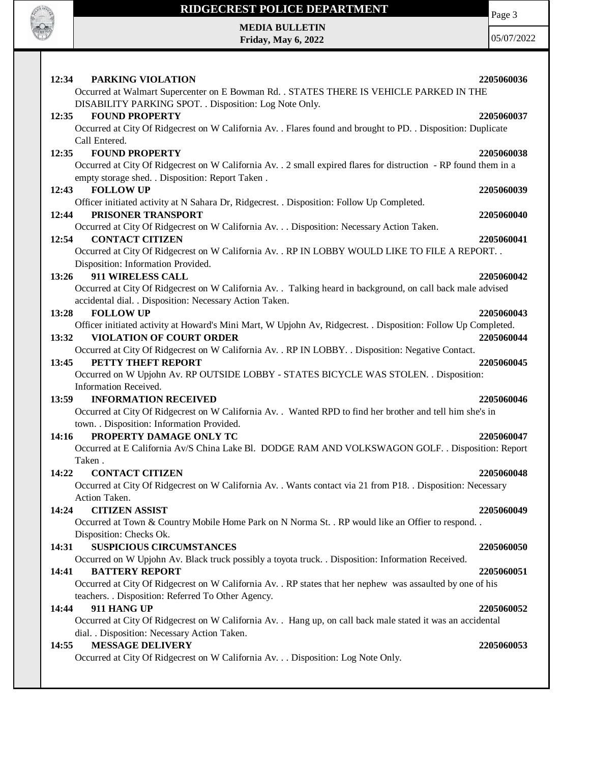**12:34 PARKING VIOLATION** **2205060036**
Occurred at Walmart Supercenter on E Bowman Rd. . STATES THERE IS VEHICLE PARKED IN THE DISABILITY PARKING SPOT. . Disposition: Log Note Only.

**12:35 FOUND PROPERTY** **2205060037**
Occurred at City Of Ridgecrest on W California Av. . Flares found and brought to PD. . Disposition: Duplicate Call Entered.

**12:35 FOUND PROPERTY** **2205060038**
Occurred at City Of Ridgecrest on W California Av. . 2 small expired flares for distruction - RP found them in a empty storage shed. . Disposition: Report Taken .

**12:43 FOLLOW UP** **2205060039**
Officer initiated activity at N Sahara Dr, Ridgecrest. . Disposition: Follow Up Completed.

**12:44 PRISONER TRANSPORT** **2205060040**
Occurred at City Of Ridgecrest on W California Av. . . Disposition: Necessary Action Taken.

**12:54 CONTACT CITIZEN** **2205060041**
Occurred at City Of Ridgecrest on W California Av. . RP IN LOBBY WOULD LIKE TO FILE A REPORT. . Disposition: Information Provided.

**13:26 911 WIRELESS CALL** **2205060042**
Occurred at City Of Ridgecrest on W California Av. . Talking heard in background, on call back male advised accidental dial. . Disposition: Necessary Action Taken.

**13:28 FOLLOW UP** **2205060043**
Officer initiated activity at Howard's Mini Mart, W Upjohn Av, Ridgecrest. . Disposition: Follow Up Completed.

**13:32 VIOLATION OF COURT ORDER** **2205060044**
Occurred at City Of Ridgecrest on W California Av. . RP IN LOBBY. . Disposition: Negative Contact.

**13:45 PETTY THEFT REPORT** **2205060045**
Occurred on W Upjohn Av. RP OUTSIDE LOBBY - STATES BICYCLE WAS STOLEN. . Disposition: Information Received.

**13:59 INFORMATION RECEIVED** **2205060046**
Occurred at City Of Ridgecrest on W California Av. . Wanted RPD to find her brother and tell him she's in town. . Disposition: Information Provided.

**14:16 PROPERTY DAMAGE ONLY TC** **2205060047**
Occurred at E California Av/S China Lake Bl. DODGE RAM AND VOLKSWAGON GOLF. . Disposition: Report Taken .

**14:22 CONTACT CITIZEN** **2205060048**
Occurred at City Of Ridgecrest on W California Av. . Wants contact via 21 from P18. . Disposition: Necessary Action Taken.

**14:24 CITIZEN ASSIST** **2205060049**
Occurred at Town & Country Mobile Home Park on N Norma St. . RP would like an Offier to respond. . Disposition: Checks Ok.

**14:31 SUSPICIOUS CIRCUMSTANCES** **2205060050**
Occurred on W Upjohn Av. Black truck possibly a toyota truck. . Disposition: Information Received.

**14:41 BATTERY REPORT** **2205060051**
Occurred at City Of Ridgecrest on W California Av. . RP states that her nephew was assaulted by one of his teachers. . Disposition: Referred To Other Agency.

**14:44 911 HANG UP** **2205060052**
Occurred at City Of Ridgecrest on W California Av. . Hang up, on call back male stated it was an accidental dial. . Disposition: Necessary Action Taken.

**14:55 MESSAGE DELIVERY** **2205060053**
Occurred at City Of Ridgecrest on W California Av. . . Disposition: Log Note Only.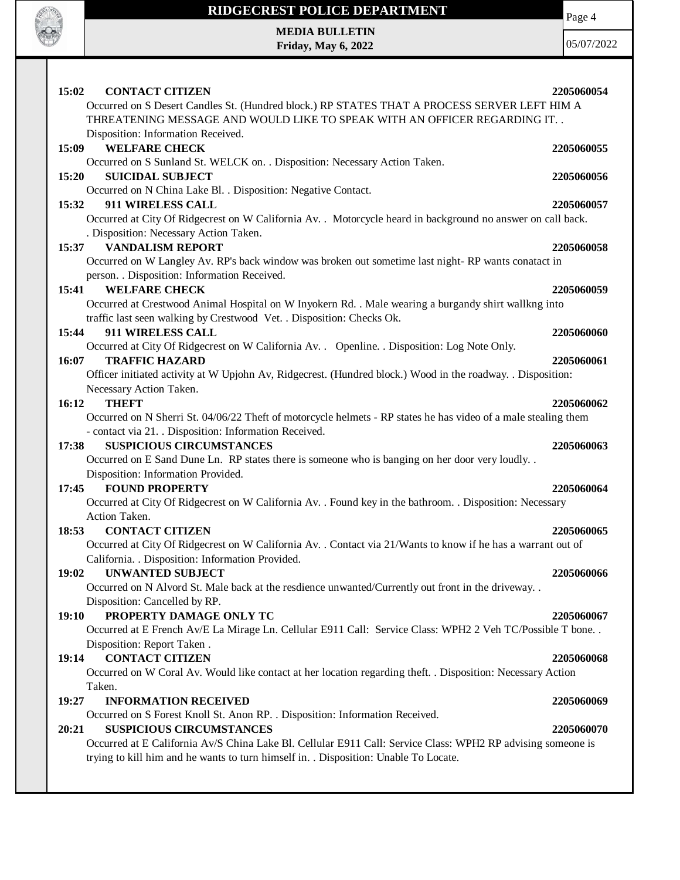**15:02 CONTACT CITIZEN** **2205060054**

Occurred on S Desert Candles St. (Hundred block.) RP STATES THAT A PROCESS SERVER LEFT HIM A THREATENING MESSAGE AND WOULD LIKE TO SPEAK WITH AN OFFICER REGARDING IT. . Disposition: Information Received.

**15:09 WELFARE CHECK** **2205060055**

Occurred on S Sunland St. WELCK on. . Disposition: Necessary Action Taken.

**15:20 SUICIDAL SUBJECT** **2205060056**

Occurred on N China Lake Bl. . Disposition: Negative Contact.

**15:32 911 WIRELESS CALL** **2205060057**

Occurred at City Of Ridgecrest on W California Av. . Motorcycle heard in background no answer on call back. . Disposition: Necessary Action Taken.

**15:37 VANDALISM REPORT** **2205060058**

Occurred on W Langley Av. RP's back window was broken out sometime last night- RP wants conatact in person. . Disposition: Information Received.

**15:41 WELFARE CHECK** **2205060059**

Occurred at Crestwood Animal Hospital on W Inyokern Rd. . Male wearing a burgandy shirt wallkng into traffic last seen walking by Crestwood Vet. . Disposition: Checks Ok.

**15:44 911 WIRELESS CALL** **2205060060**

Occurred at City Of Ridgecrest on W California Av. . Openline. . Disposition: Log Note Only.

**16:07 TRAFFIC HAZARD** **2205060061**

Officer initiated activity at W Upjohn Av, Ridgecrest. (Hundred block.) Wood in the roadway. . Disposition: Necessary Action Taken.

**16:12 THEFT** **2205060062**

Occurred on N Sherri St. 04/06/22 Theft of motorcycle helmets - RP states he has video of a male stealing them - contact via 21. . Disposition: Information Received.

**17:38 SUSPICIOUS CIRCUMSTANCES** **2205060063**

Occurred on E Sand Dune Ln. RP states there is someone who is banging on her door very loudly. . Disposition: Information Provided.

**17:45 FOUND PROPERTY** **2205060064**

Occurred at City Of Ridgecrest on W California Av. . Found key in the bathroom. . Disposition: Necessary Action Taken.

**18:53 CONTACT CITIZEN** **2205060065**

Occurred at City Of Ridgecrest on W California Av. . Contact via 21/Wants to know if he has a warrant out of California. . Disposition: Information Provided.

**19:02 UNWANTED SUBJECT** **2205060066**

Occurred on N Alvord St. Male back at the resdience unwanted/Currently out front in the driveway. . Disposition: Cancelled by RP.

**19:10 PROPERTY DAMAGE ONLY TC** **2205060067**

Occurred at E French Av/E La Mirage Ln. Cellular E911 Call: Service Class: WPH2 2 Veh TC/Possible T bone. . Disposition: Report Taken .

**19:14 CONTACT CITIZEN** **2205060068**

Occurred on W Coral Av. Would like contact at her location regarding theft. . Disposition: Necessary Action Taken.

**19:27 INFORMATION RECEIVED** **2205060069**

Occurred on S Forest Knoll St. Anon RP. . Disposition: Information Received.

**20:21 SUSPICIOUS CIRCUMSTANCES** **2205060070**

Occurred at E California Av/S China Lake Bl. Cellular E911 Call: Service Class: WPH2 RP advising someone is trying to kill him and he wants to turn himself in. . Disposition: Unable To Locate.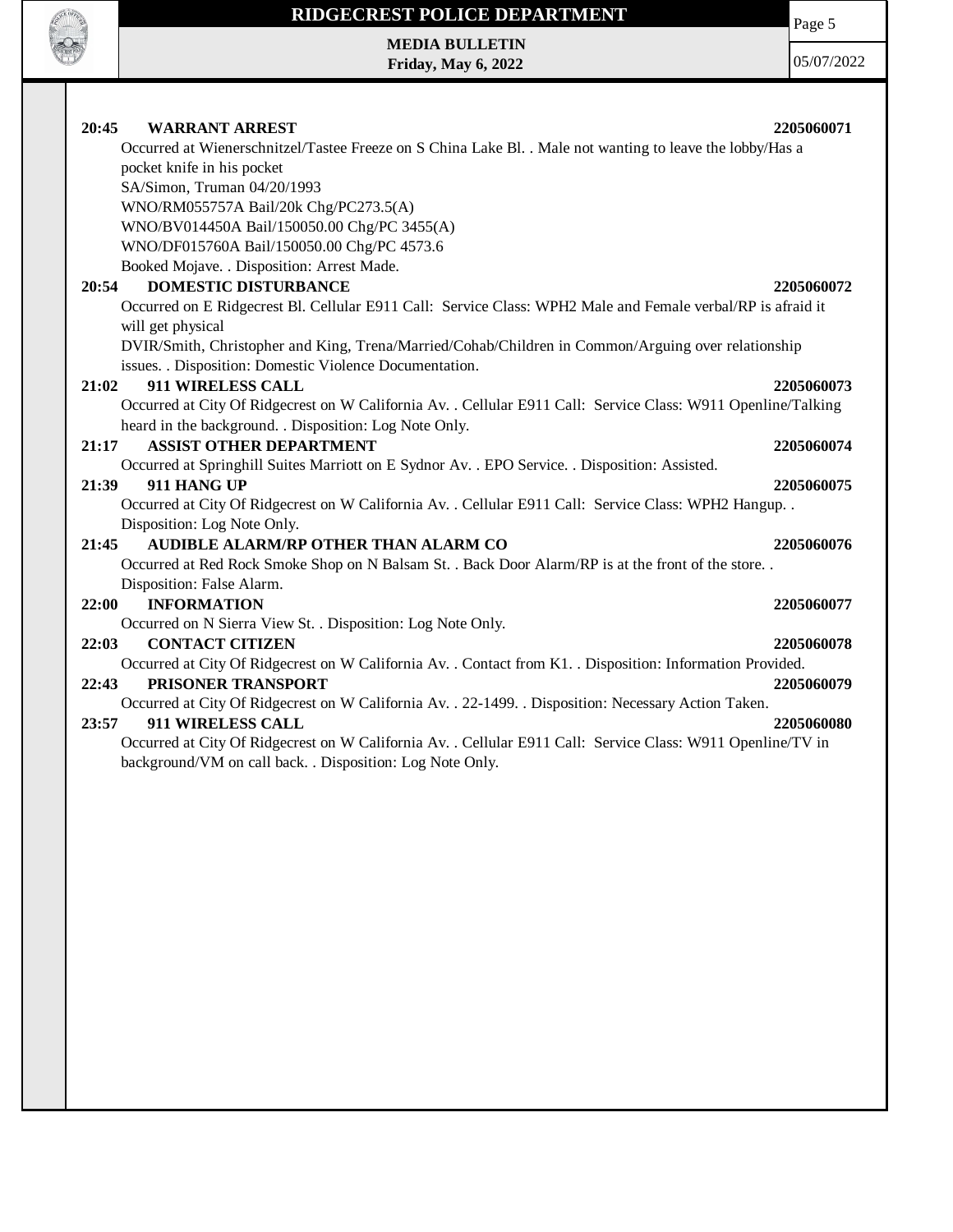**20:45 WARRANT ARREST** **2205060071**

Occurred at Wienerschnitzel/Tastee Freeze on S China Lake Bl. . Male not wanting to leave the lobby/Has a pocket knife in his pocket
SA/Simon, Truman 04/20/1993
WNO/RM055757A Bail/20k Chg/PC273.5(A)
WNO/BV014450A Bail/150050.00 Chg/PC 3455(A)
WNO/DF015760A Bail/150050.00 Chg/PC 4573.6
Booked Mojave. . Disposition: Arrest Made.

**20:54 DOMESTIC DISTURBANCE** **2205060072**

Occurred on E Ridgecrest Bl. Cellular E911 Call: Service Class: WPH2 Male and Female verbal/RP is afraid it will get physical
DVIR/Smith, Christopher and King, Trena/Married/Cohab/Children in Common/Arguing over relationship issues. . Disposition: Domestic Violence Documentation.

**21:02 911 WIRELESS CALL** **2205060073**

Occurred at City Of Ridgecrest on W California Av. . Cellular E911 Call: Service Class: W911 Openline/Talking heard in the background. . Disposition: Log Note Only.

**21:17 ASSIST OTHER DEPARTMENT** **2205060074**

Occurred at Springhill Suites Marriott on E Sydnor Av. . EPO Service. . Disposition: Assisted.

**21:39 911 HANG UP** **2205060075**

Occurred at City Of Ridgecrest on W California Av. . Cellular E911 Call: Service Class: WPH2 Hangup. . Disposition: Log Note Only.

**21:45 AUDIBLE ALARM/RP OTHER THAN ALARM CO** **2205060076**

Occurred at Red Rock Smoke Shop on N Balsam St. . Back Door Alarm/RP is at the front of the store. . Disposition: False Alarm.

**22:00 INFORMATION** **2205060077**

Occurred on N Sierra View St. . Disposition: Log Note Only.

**22:03 CONTACT CITIZEN** **2205060078**

Occurred at City Of Ridgecrest on W California Av. . Contact from K1. . Disposition: Information Provided.

**22:43 PRISONER TRANSPORT** **2205060079**

Occurred at City Of Ridgecrest on W California Av. . 22-1499. . Disposition: Necessary Action Taken.

**23:57 911 WIRELESS CALL** **2205060080**

Occurred at City Of Ridgecrest on W California Av. . Cellular E911 Call: Service Class: W911 Openline/TV in background/VM on call back. . Disposition: Log Note Only.